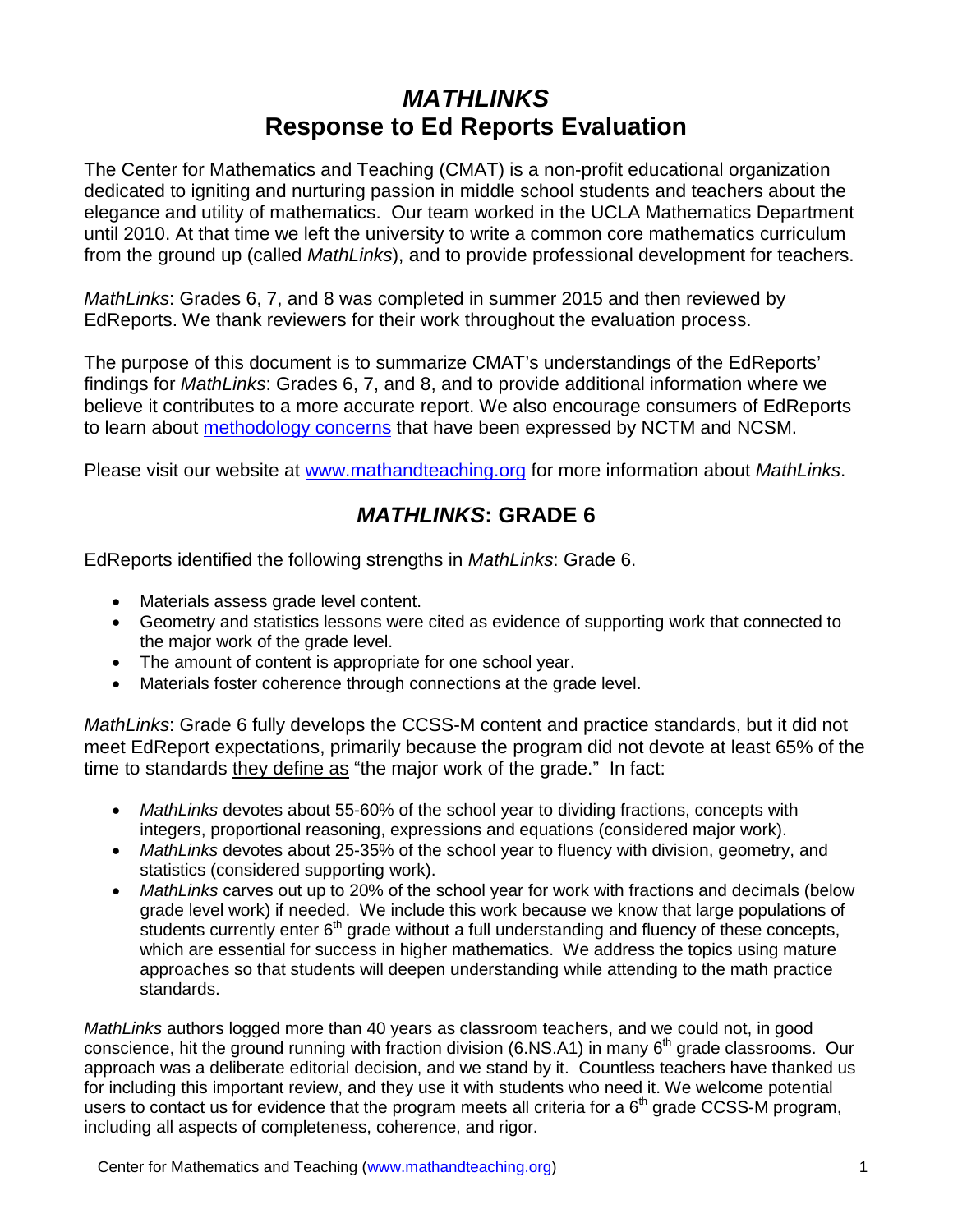# *MATHLINKS*
# Response to Ed Reports Evaluation

The Center for Mathematics and Teaching (CMAT) is a non-profit educational organization dedicated to igniting and nurturing passion in middle school students and teachers about the elegance and utility of mathematics. Our team worked in the UCLA Mathematics Department until 2010. At that time we left the university to write a common core mathematics curriculum from the ground up (called *MathLinks*), and to provide professional development for teachers.

*MathLinks*: Grades 6, 7, and 8 was completed in summer 2015 and then reviewed by EdReports. We thank reviewers for their work throughout the evaluation process.

The purpose of this document is to summarize CMAT's understandings of the EdReports' findings for *MathLinks*: Grades 6, 7, and 8, and to provide additional information where we believe it contributes to a more accurate report. We also encourage consumers of EdReports to learn about methodology concerns that have been expressed by NCTM and NCSM.

Please visit our website at www.mathandteaching.org for more information about *MathLinks*.

## *MATHLINKS*: GRADE 6

EdReports identified the following strengths in *MathLinks*: Grade 6.

- Materials assess grade level content.
- Geometry and statistics lessons were cited as evidence of supporting work that connected to the major work of the grade level.
- The amount of content is appropriate for one school year.
- Materials foster coherence through connections at the grade level.

*MathLinks*: Grade 6 fully develops the CCSS-M content and practice standards, but it did not meet EdReport expectations, primarily because the program did not devote at least 65% of the time to standards they define as "the major work of the grade." In fact:

- *MathLinks* devotes about 55-60% of the school year to dividing fractions, concepts with integers, proportional reasoning, expressions and equations (considered major work).
- *MathLinks* devotes about 25-35% of the school year to fluency with division, geometry, and statistics (considered supporting work).
- *MathLinks* carves out up to 20% of the school year for work with fractions and decimals (below grade level work) if needed. We include this work because we know that large populations of students currently enter 6th grade without a full understanding and fluency of these concepts, which are essential for success in higher mathematics. We address the topics using mature approaches so that students will deepen understanding while attending to the math practice standards.

*MathLinks* authors logged more than 40 years as classroom teachers, and we could not, in good conscience, hit the ground running with fraction division (6.NS.A1) in many 6th grade classrooms. Our approach was a deliberate editorial decision, and we stand by it. Countless teachers have thanked us for including this important review, and they use it with students who need it. We welcome potential users to contact us for evidence that the program meets all criteria for a 6th grade CCSS-M program, including all aspects of completeness, coherence, and rigor.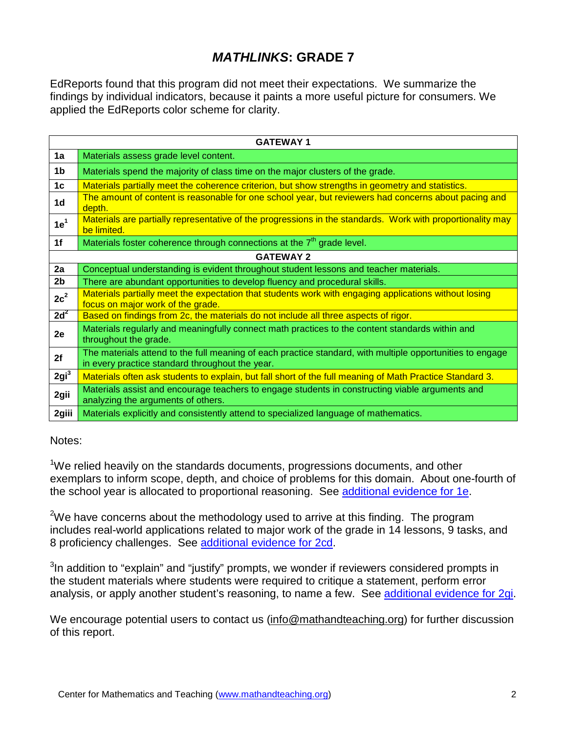# *MATHLINKS*: GRADE 7

EdReports found that this program did not meet their expectations. We summarize the findings by individual indicators, because it paints a more useful picture for consumers. We applied the EdReports color scheme for clarity.

| GATEWAY 1 | |
|---|---|
| **1a** | Materials assess grade level content. |
| **1b** | Materials spend the majority of class time on the major clusters of the grade. |
| **1c** | Materials partially meet the coherence criterion, but show strengths in geometry and statistics. |
| **1d** | The amount of content is reasonable for one school year, but reviewers had concerns about pacing and depth. |
| **1e**[1] | Materials are partially representative of the progressions in the standards. Work with proportionality may be limited. |
| **1f** | Materials foster coherence through connections at the 7th grade level. |
| **GATEWAY 2** | |
| **2a** | Conceptual understanding is evident throughout student lessons and teacher materials. |
| **2b** | There are abundant opportunities to develop fluency and procedural skills. |
| **2c**[2] | Materials partially meet the expectation that students work with engaging applications without losing focus on major work of the grade. |
| **2d**[2] | Based on findings from 2c, the materials do not include all three aspects of rigor. |
| **2e** | Materials regularly and meaningfully connect math practices to the content standards within and throughout the grade. |
| **2f** | The materials attend to the full meaning of each practice standard, with multiple opportunities to engage in every practice standard throughout the year. |
| **2gi**[3] | Materials often ask students to explain, but fall short of the full meaning of Math Practice Standard 3. |
| **2gii** | Materials assist and encourage teachers to engage students in constructing viable arguments and analyzing the arguments of others. |
| **2giii** | Materials explicitly and consistently attend to specialized language of mathematics. |

Notes:

[1]We relied heavily on the standards documents, progressions documents, and other exemplars to inform scope, depth, and choice of problems for this domain. About one-fourth of the school year is allocated to proportional reasoning. See additional evidence for 1e.

[2]We have concerns about the methodology used to arrive at this finding. The program includes real-world applications related to major work of the grade in 14 lessons, 9 tasks, and 8 proficiency challenges. See additional evidence for 2cd.

[3]In addition to "explain" and "justify" prompts, we wonder if reviewers considered prompts in the student materials where students were required to critique a statement, perform error analysis, or apply another student's reasoning, to name a few. See additional evidence for 2gi.

We encourage potential users to contact us (info@mathandteaching.org) for further discussion of this report.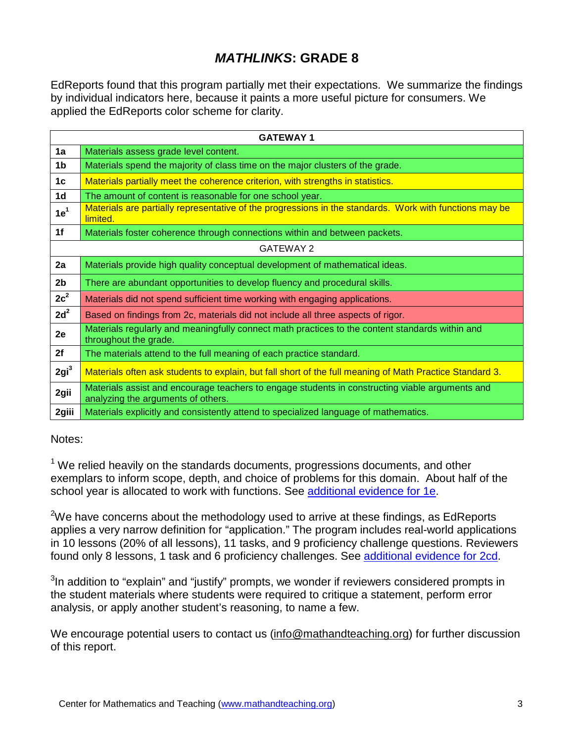# *MATHLINKS*: GRADE 8

EdReports found that this program partially met their expectations. We summarize the findings by individual indicators here, because it paints a more useful picture for consumers. We applied the EdReports color scheme for clarity.

| GATEWAY 1 | |
|---|---|
| 1a | Materials assess grade level content. |
| 1b | Materials spend the majority of class time on the major clusters of the grade. |
| 1c | Materials partially meet the coherence criterion, with strengths in statistics. |
| 1d | The amount of content is reasonable for one school year. |
| 1e[1] | Materials are partially representative of the progressions in the standards. Work with functions may be limited. |
| 1f | Materials foster coherence through connections within and between packets. |
| GATEWAY 2 | |
| 2a | Materials provide high quality conceptual development of mathematical ideas. |
| 2b | There are abundant opportunities to develop fluency and procedural skills. |
| 2c[2] | Materials did not spend sufficient time working with engaging applications. |
| 2d[2] | Based on findings from 2c, materials did not include all three aspects of rigor. |
| 2e | Materials regularly and meaningfully connect math practices to the content standards within and throughout the grade. |
| 2f | The materials attend to the full meaning of each practice standard. |
| 2gi[3] | Materials often ask students to explain, but fall short of the full meaning of Math Practice Standard 3. |
| 2gii | Materials assist and encourage teachers to engage students in constructing viable arguments and analyzing the arguments of others. |
| 2giii | Materials explicitly and consistently attend to specialized language of mathematics. |

Notes:

[1] We relied heavily on the standards documents, progressions documents, and other exemplars to inform scope, depth, and choice of problems for this domain. About half of the school year is allocated to work with functions. See additional evidence for 1e.

[2] We have concerns about the methodology used to arrive at these findings, as EdReports applies a very narrow definition for "application." The program includes real-world applications in 10 lessons (20% of all lessons), 11 tasks, and 9 proficiency challenge questions. Reviewers found only 8 lessons, 1 task and 6 proficiency challenges. See additional evidence for 2cd.

[3] In addition to "explain" and "justify" prompts, we wonder if reviewers considered prompts in the student materials where students were required to critique a statement, perform error analysis, or apply another student's reasoning, to name a few.

We encourage potential users to contact us (info@mathandteaching.org) for further discussion of this report.